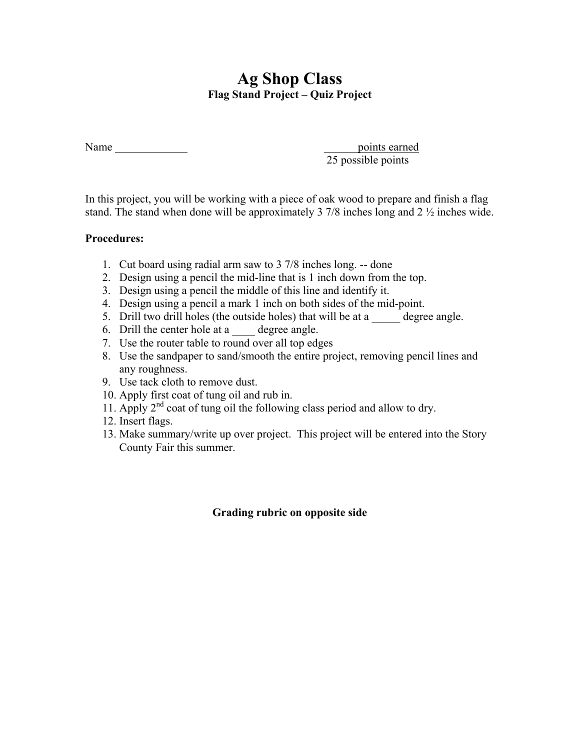# Ag Shop Class

## Flag Stand Project – Quiz Project

Name _____________ ______points earned
25 possible points

In this project, you will be working with a piece of oak wood to prepare and finish a flag stand. The stand when done will be approximately 3 7/8 inches long and 2 ½ inches wide.

**Procedures:**

1. Cut board using radial arm saw to 3 7/8 inches long. -- done
2. Design using a pencil the mid-line that is 1 inch down from the top.
3. Design using a pencil the middle of this line and identify it.
4. Design using a pencil a mark 1 inch on both sides of the mid-point.
5. Drill two drill holes (the outside holes) that will be at a _____ degree angle.
6. Drill the center hole at a ____ degree angle.
7. Use the router table to round over all top edges
8. Use the sandpaper to sand/smooth the entire project, removing pencil lines and any roughness.
9. Use tack cloth to remove dust.
10. Apply first coat of tung oil and rub in.
11. Apply 2nd coat of tung oil the following class period and allow to dry.
12. Insert flags.
13. Make summary/write up over project. This project will be entered into the Story County Fair this summer.

**Grading rubric on opposite side**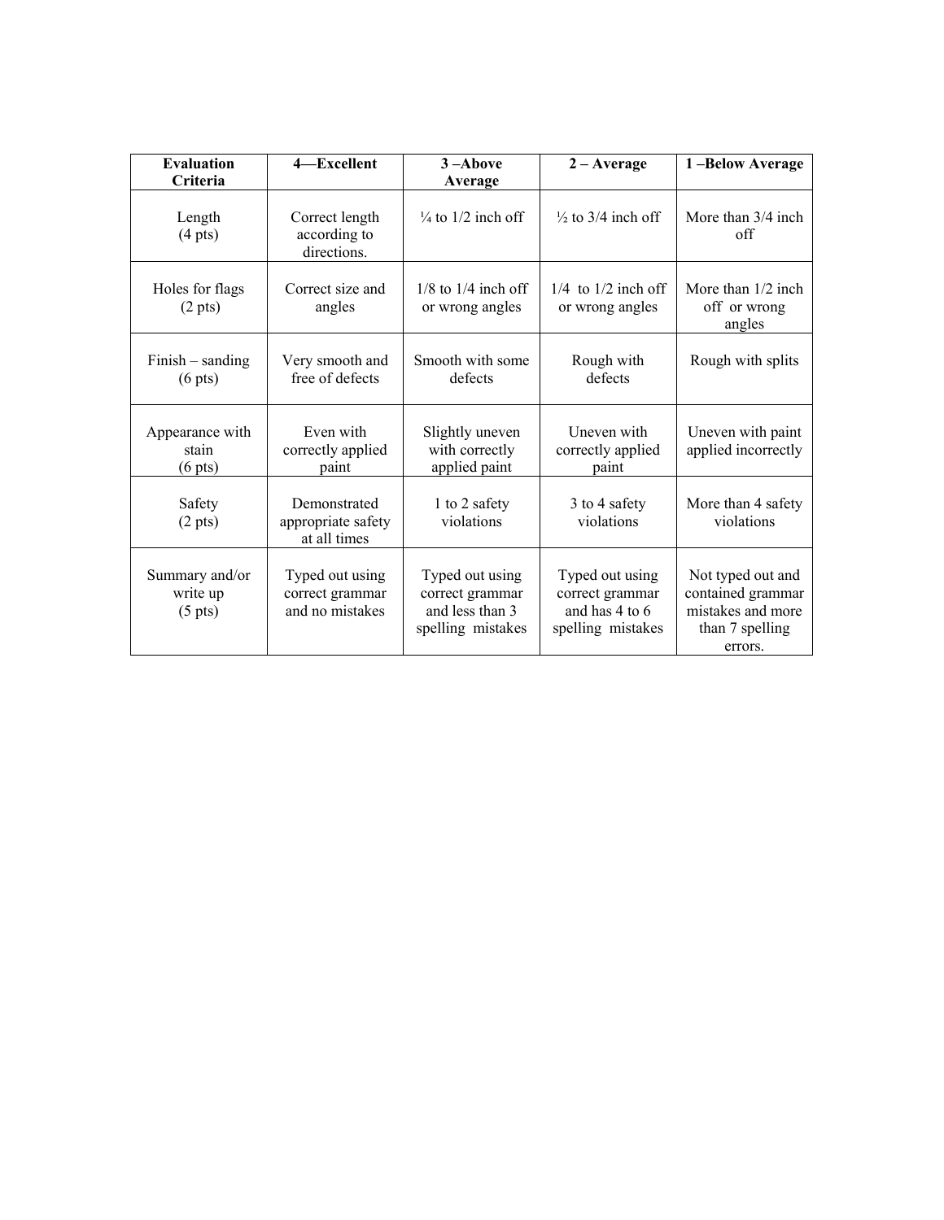| **Evaluation Criteria** | **4—Excellent** | **3 –Above Average** | **2 – Average** | **1 –Below Average** |
|---|---|---|---|---|
| Length (4 pts) | Correct length according to directions. | ¼ to 1/2 inch off | ½ to 3/4 inch off | More than 3/4 inch off |
| Holes for flags (2 pts) | Correct size and angles | 1/8 to 1/4 inch off or wrong angles | 1/4 to 1/2 inch off or wrong angles | More than 1/2 inch off or wrong angles |
| Finish – sanding (6 pts) | Very smooth and free of defects | Smooth with some defects | Rough with defects | Rough with splits |
| Appearance with stain (6 pts) | Even with correctly applied paint | Slightly uneven with correctly applied paint | Uneven with correctly applied paint | Uneven with paint applied incorrectly |
| Safety (2 pts) | Demonstrated appropriate safety at all times | 1 to 2 safety violations | 3 to 4 safety violations | More than 4 safety violations |
| Summary and/or write up (5 pts) | Typed out using correct grammar and no mistakes | Typed out using correct grammar and less than 3 spelling mistakes | Typed out using correct grammar and has 4 to 6 spelling mistakes | Not typed out and contained grammar mistakes and more than 7 spelling errors. |